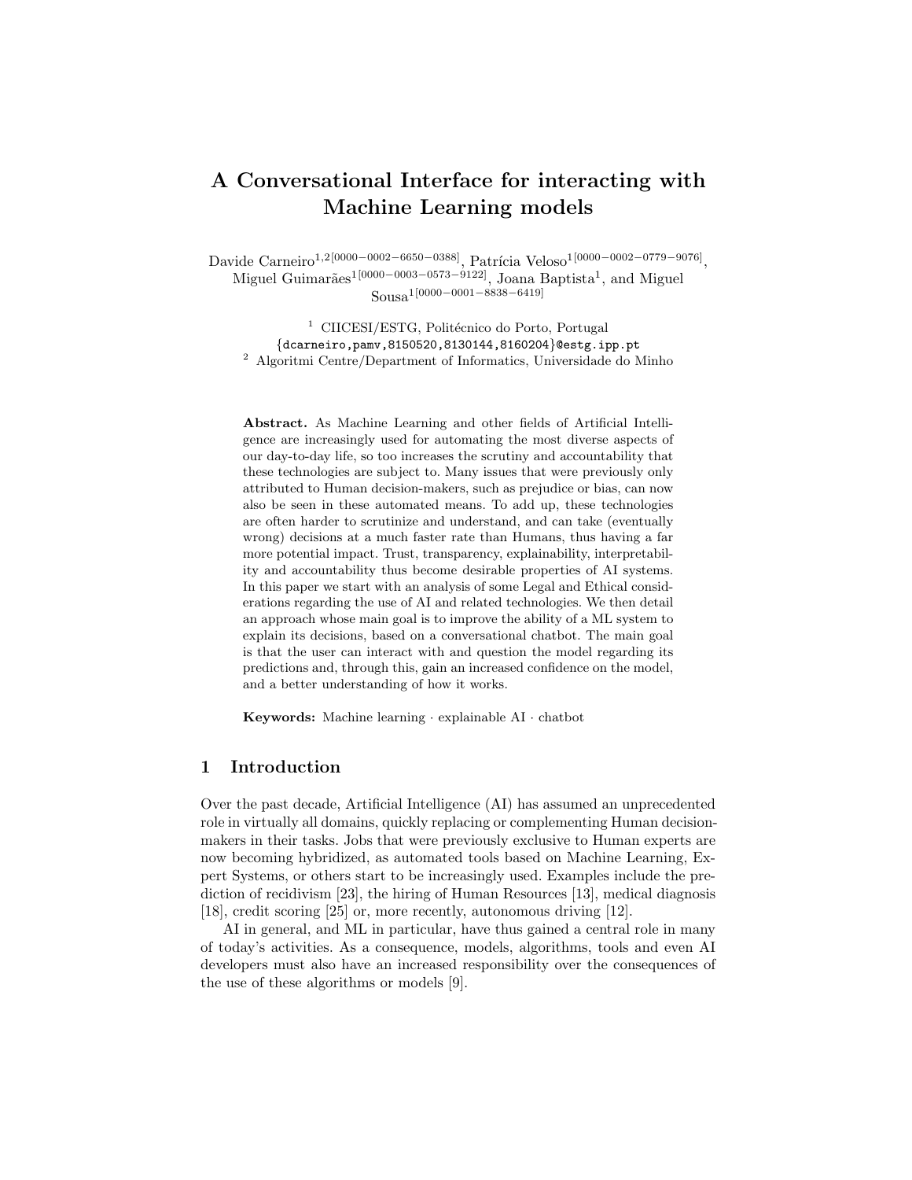# A Conversational Interface for interacting with Machine Learning models

Davide Carneiro[1,2][0000−0002−6650−0388], Patrícia Veloso[1][0000−0002−0779−9076], Miguel Guimarães[1][0000−0003−0573−9122], Joana Baptista[1], and Miguel Sousa[1][0000−0001−8838−6419]

[1] CIICESI/ESTG, Politécnico do Porto, Portugal
{dcarneiro,pamv,8150520,8130144,8160204}@estg.ipp.pt
[2] Algoritmi Centre/Department of Informatics, Universidade do Minho

**Abstract.** As Machine Learning and other fields of Artificial Intelligence are increasingly used for automating the most diverse aspects of our day-to-day life, so too increases the scrutiny and accountability that these technologies are subject to. Many issues that were previously only attributed to Human decision-makers, such as prejudice or bias, can now also be seen in these automated means. To add up, these technologies are often harder to scrutinize and understand, and can take (eventually wrong) decisions at a much faster rate than Humans, thus having a far more potential impact. Trust, transparency, explainability, interpretability and accountability thus become desirable properties of AI systems. In this paper we start with an analysis of some Legal and Ethical considerations regarding the use of AI and related technologies. We then detail an approach whose main goal is to improve the ability of a ML system to explain its decisions, based on a conversational chatbot. The main goal is that the user can interact with and question the model regarding its predictions and, through this, gain an increased confidence on the model, and a better understanding of how it works.

**Keywords:** Machine learning · explainable AI · chatbot

## 1 Introduction

Over the past decade, Artificial Intelligence (AI) has assumed an unprecedented role in virtually all domains, quickly replacing or complementing Human decision-makers in their tasks. Jobs that were previously exclusive to Human experts are now becoming hybridized, as automated tools based on Machine Learning, Expert Systems, or others start to be increasingly used. Examples include the prediction of recidivism [23], the hiring of Human Resources [13], medical diagnosis [18], credit scoring [25] or, more recently, autonomous driving [12].

AI in general, and ML in particular, have thus gained a central role in many of today's activities. As a consequence, models, algorithms, tools and even AI developers must also have an increased responsibility over the consequences of the use of these algorithms or models [9].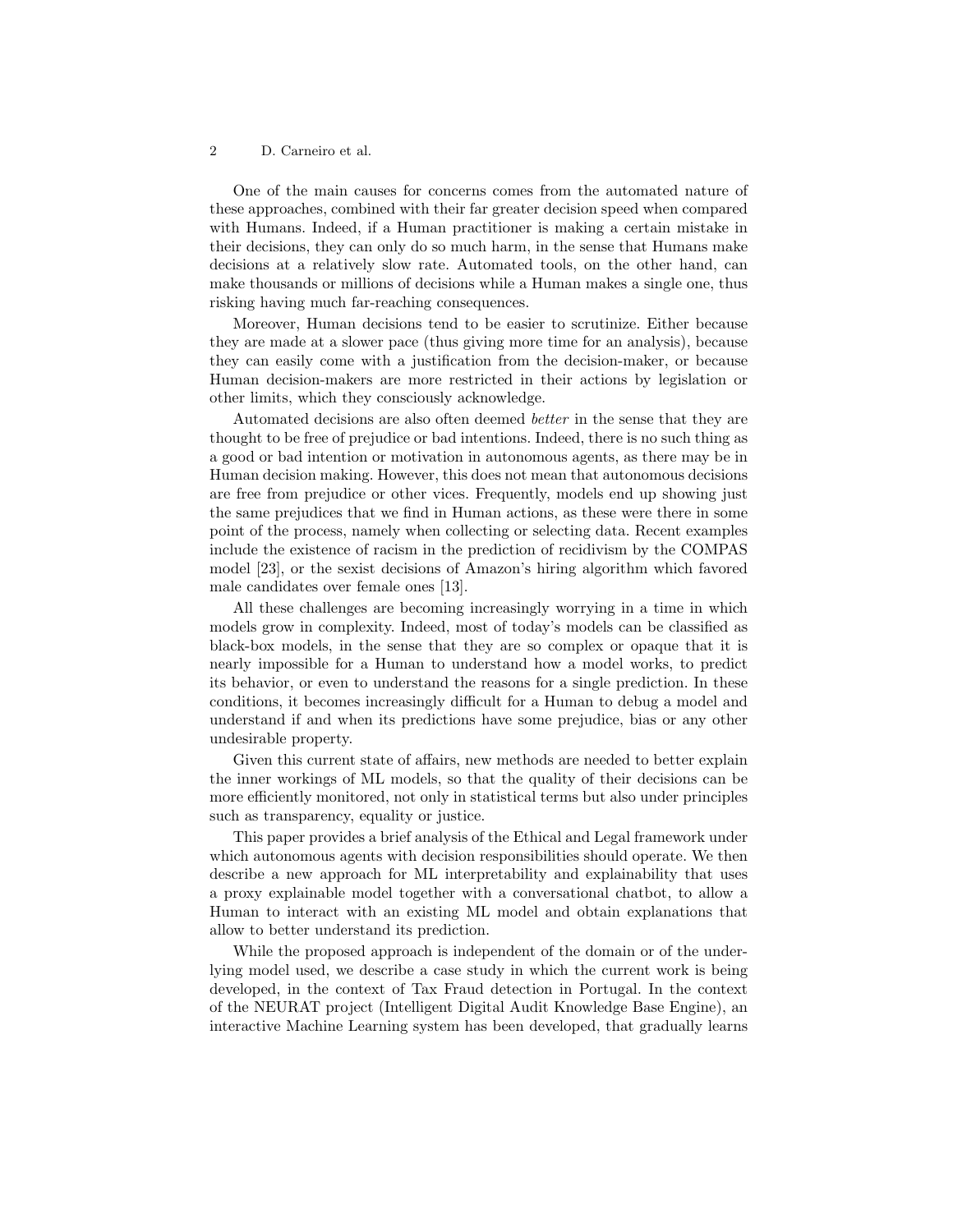One of the main causes for concerns comes from the automated nature of these approaches, combined with their far greater decision speed when compared with Humans. Indeed, if a Human practitioner is making a certain mistake in their decisions, they can only do so much harm, in the sense that Humans make decisions at a relatively slow rate. Automated tools, on the other hand, can make thousands or millions of decisions while a Human makes a single one, thus risking having much far-reaching consequences.

Moreover, Human decisions tend to be easier to scrutinize. Either because they are made at a slower pace (thus giving more time for an analysis), because they can easily come with a justification from the decision-maker, or because Human decision-makers are more restricted in their actions by legislation or other limits, which they consciously acknowledge.

Automated decisions are also often deemed *better* in the sense that they are thought to be free of prejudice or bad intentions. Indeed, there is no such thing as a good or bad intention or motivation in autonomous agents, as there may be in Human decision making. However, this does not mean that autonomous decisions are free from prejudice or other vices. Frequently, models end up showing just the same prejudices that we find in Human actions, as these were there in some point of the process, namely when collecting or selecting data. Recent examples include the existence of racism in the prediction of recidivism by the COMPAS model [23], or the sexist decisions of Amazon's hiring algorithm which favored male candidates over female ones [13].

All these challenges are becoming increasingly worrying in a time in which models grow in complexity. Indeed, most of today's models can be classified as black-box models, in the sense that they are so complex or opaque that it is nearly impossible for a Human to understand how a model works, to predict its behavior, or even to understand the reasons for a single prediction. In these conditions, it becomes increasingly difficult for a Human to debug a model and understand if and when its predictions have some prejudice, bias or any other undesirable property.

Given this current state of affairs, new methods are needed to better explain the inner workings of ML models, so that the quality of their decisions can be more efficiently monitored, not only in statistical terms but also under principles such as transparency, equality or justice.

This paper provides a brief analysis of the Ethical and Legal framework under which autonomous agents with decision responsibilities should operate. We then describe a new approach for ML interpretability and explainability that uses a proxy explainable model together with a conversational chatbot, to allow a Human to interact with an existing ML model and obtain explanations that allow to better understand its prediction.

While the proposed approach is independent of the domain or of the underlying model used, we describe a case study in which the current work is being developed, in the context of Tax Fraud detection in Portugal. In the context of the NEURAT project (Intelligent Digital Audit Knowledge Base Engine), an interactive Machine Learning system has been developed, that gradually learns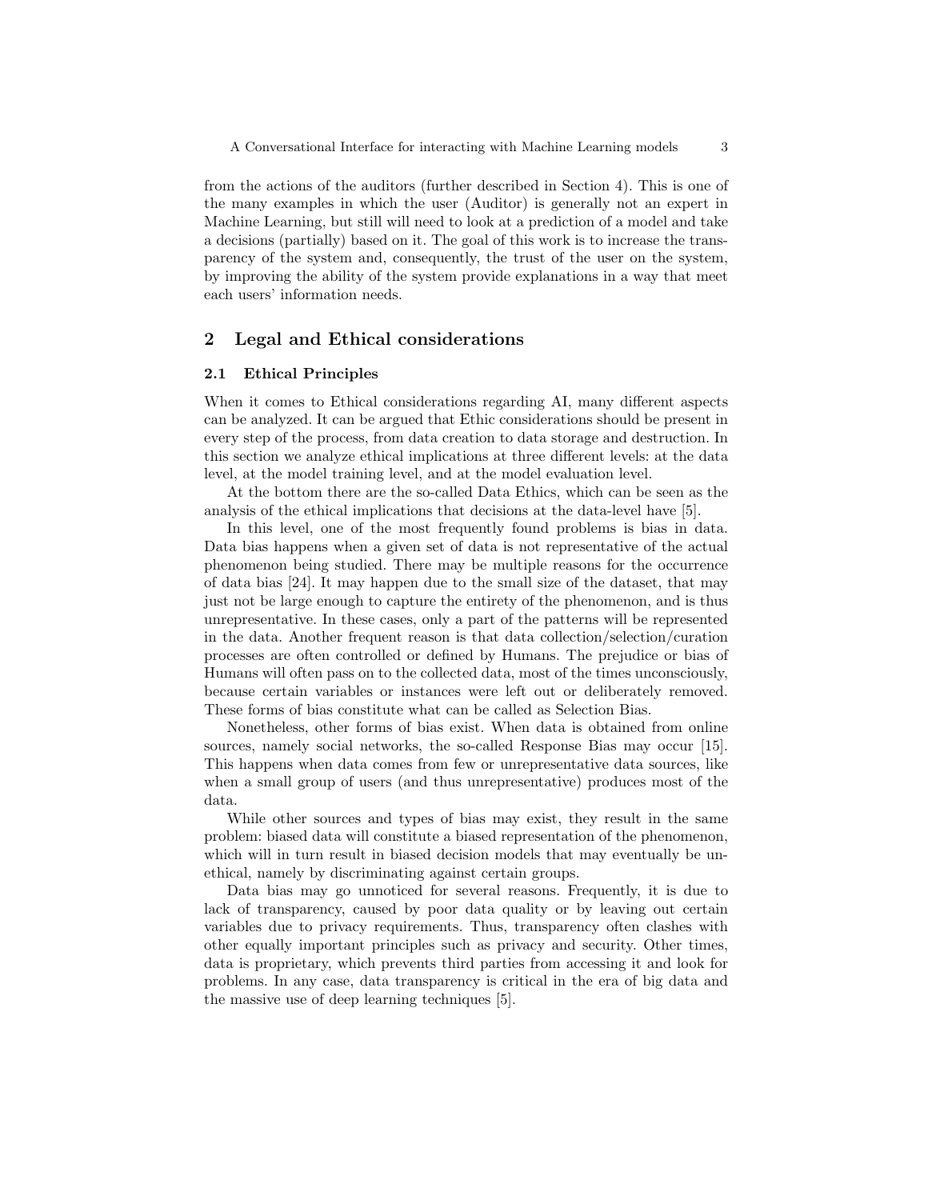from the actions of the auditors (further described in Section 4). This is one of the many examples in which the user (Auditor) is generally not an expert in Machine Learning, but still will need to look at a prediction of a model and take a decisions (partially) based on it. The goal of this work is to increase the transparency of the system and, consequently, the trust of the user on the system, by improving the ability of the system provide explanations in a way that meet each users' information needs.

## 2 Legal and Ethical considerations

### 2.1 Ethical Principles

When it comes to Ethical considerations regarding AI, many different aspects can be analyzed. It can be argued that Ethic considerations should be present in every step of the process, from data creation to data storage and destruction. In this section we analyze ethical implications at three different levels: at the data level, at the model training level, and at the model evaluation level.

At the bottom there are the so-called Data Ethics, which can be seen as the analysis of the ethical implications that decisions at the data-level have [5].

In this level, one of the most frequently found problems is bias in data. Data bias happens when a given set of data is not representative of the actual phenomenon being studied. There may be multiple reasons for the occurrence of data bias [24]. It may happen due to the small size of the dataset, that may just not be large enough to capture the entirety of the phenomenon, and is thus unrepresentative. In these cases, only a part of the patterns will be represented in the data. Another frequent reason is that data collection/selection/curation processes are often controlled or defined by Humans. The prejudice or bias of Humans will often pass on to the collected data, most of the times unconsciously, because certain variables or instances were left out or deliberately removed. These forms of bias constitute what can be called as Selection Bias.

Nonetheless, other forms of bias exist. When data is obtained from online sources, namely social networks, the so-called Response Bias may occur [15]. This happens when data comes from few or unrepresentative data sources, like when a small group of users (and thus unrepresentative) produces most of the data.

While other sources and types of bias may exist, they result in the same problem: biased data will constitute a biased representation of the phenomenon, which will in turn result in biased decision models that may eventually be unethical, namely by discriminating against certain groups.

Data bias may go unnoticed for several reasons. Frequently, it is due to lack of transparency, caused by poor data quality or by leaving out certain variables due to privacy requirements. Thus, transparency often clashes with other equally important principles such as privacy and security. Other times, data is proprietary, which prevents third parties from accessing it and look for problems. In any case, data transparency is critical in the era of big data and the massive use of deep learning techniques [5].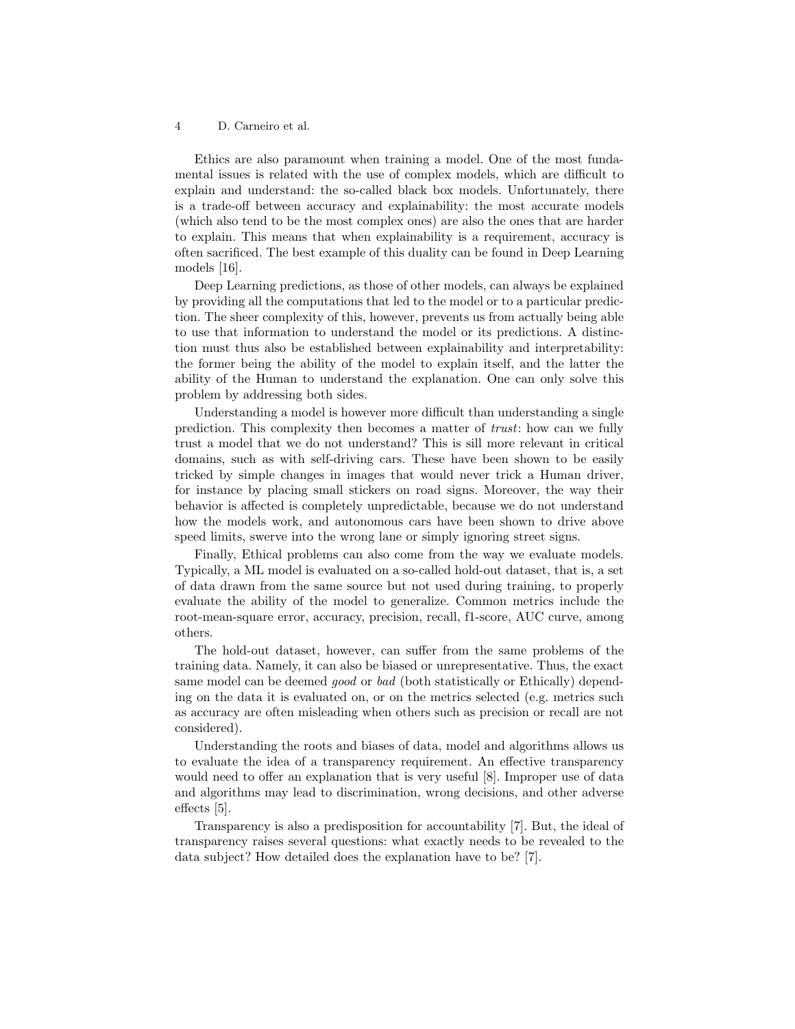Ethics are also paramount when training a model. One of the most fundamental issues is related with the use of complex models, which are difficult to explain and understand: the so-called black box models. Unfortunately, there is a trade-off between accuracy and explainability: the most accurate models (which also tend to be the most complex ones) are also the ones that are harder to explain. This means that when explainability is a requirement, accuracy is often sacrificed. The best example of this duality can be found in Deep Learning models [16].

Deep Learning predictions, as those of other models, can always be explained by providing all the computations that led to the model or to a particular prediction. The sheer complexity of this, however, prevents us from actually being able to use that information to understand the model or its predictions. A distinction must thus also be established between explainability and interpretability: the former being the ability of the model to explain itself, and the latter the ability of the Human to understand the explanation. One can only solve this problem by addressing both sides.

Understanding a model is however more difficult than understanding a single prediction. This complexity then becomes a matter of *trust*: how can we fully trust a model that we do not understand? This is sill more relevant in critical domains, such as with self-driving cars. These have been shown to be easily tricked by simple changes in images that would never trick a Human driver, for instance by placing small stickers on road signs. Moreover, the way their behavior is affected is completely unpredictable, because we do not understand how the models work, and autonomous cars have been shown to drive above speed limits, swerve into the wrong lane or simply ignoring street signs.

Finally, Ethical problems can also come from the way we evaluate models. Typically, a ML model is evaluated on a so-called hold-out dataset, that is, a set of data drawn from the same source but not used during training, to properly evaluate the ability of the model to generalize. Common metrics include the root-mean-square error, accuracy, precision, recall, f1-score, AUC curve, among others.

The hold-out dataset, however, can suffer from the same problems of the training data. Namely, it can also be biased or unrepresentative. Thus, the exact same model can be deemed *good* or *bad* (both statistically or Ethically) depending on the data it is evaluated on, or on the metrics selected (e.g. metrics such as accuracy are often misleading when others such as precision or recall are not considered).

Understanding the roots and biases of data, model and algorithms allows us to evaluate the idea of a transparency requirement. An effective transparency would need to offer an explanation that is very useful [8]. Improper use of data and algorithms may lead to discrimination, wrong decisions, and other adverse effects [5].

Transparency is also a predisposition for accountability [7]. But, the ideal of transparency raises several questions: what exactly needs to be revealed to the data subject? How detailed does the explanation have to be? [7].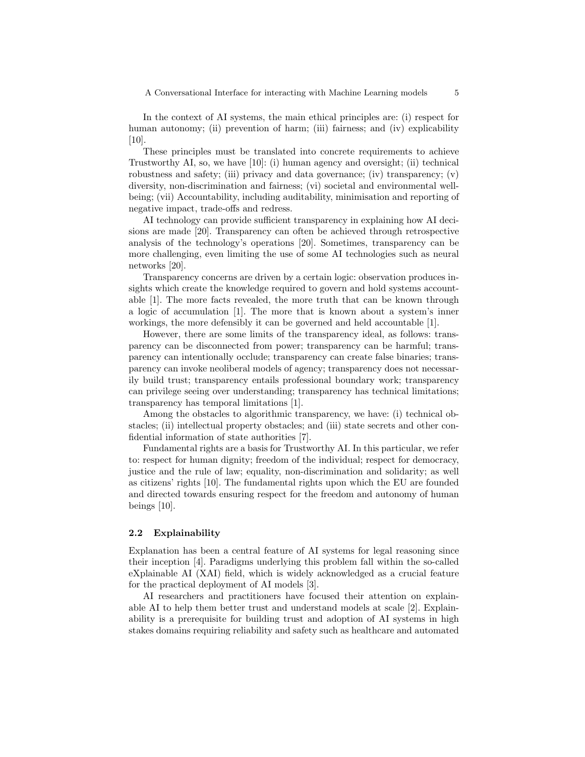In the context of AI systems, the main ethical principles are: (i) respect for human autonomy; (ii) prevention of harm; (iii) fairness; and (iv) explicability [10].

These principles must be translated into concrete requirements to achieve Trustworthy AI, so, we have [10]: (i) human agency and oversight; (ii) technical robustness and safety; (iii) privacy and data governance; (iv) transparency; (v) diversity, non-discrimination and fairness; (vi) societal and environmental well-being; (vii) Accountability, including auditability, minimisation and reporting of negative impact, trade-offs and redress.

AI technology can provide sufficient transparency in explaining how AI decisions are made [20]. Transparency can often be achieved through retrospective analysis of the technology's operations [20]. Sometimes, transparency can be more challenging, even limiting the use of some AI technologies such as neural networks [20].

Transparency concerns are driven by a certain logic: observation produces insights which create the knowledge required to govern and hold systems accountable [1]. The more facts revealed, the more truth that can be known through a logic of accumulation [1]. The more that is known about a system's inner workings, the more defensibly it can be governed and held accountable [1].

However, there are some limits of the transparency ideal, as follows: transparency can be disconnected from power; transparency can be harmful; transparency can intentionally occlude; transparency can create false binaries; transparency can invoke neoliberal models of agency; transparency does not necessarily build trust; transparency entails professional boundary work; transparency can privilege seeing over understanding; transparency has technical limitations; transparency has temporal limitations [1].

Among the obstacles to algorithmic transparency, we have: (i) technical obstacles; (ii) intellectual property obstacles; and (iii) state secrets and other confidential information of state authorities [7].

Fundamental rights are a basis for Trustworthy AI. In this particular, we refer to: respect for human dignity; freedom of the individual; respect for democracy, justice and the rule of law; equality, non-discrimination and solidarity; as well as citizens' rights [10]. The fundamental rights upon which the EU are founded and directed towards ensuring respect for the freedom and autonomy of human beings [10].

### 2.2 Explainability

Explanation has been a central feature of AI systems for legal reasoning since their inception [4]. Paradigms underlying this problem fall within the so-called eXplainable AI (XAI) field, which is widely acknowledged as a crucial feature for the practical deployment of AI models [3].

AI researchers and practitioners have focused their attention on explainable AI to help them better trust and understand models at scale [2]. Explainability is a prerequisite for building trust and adoption of AI systems in high stakes domains requiring reliability and safety such as healthcare and automated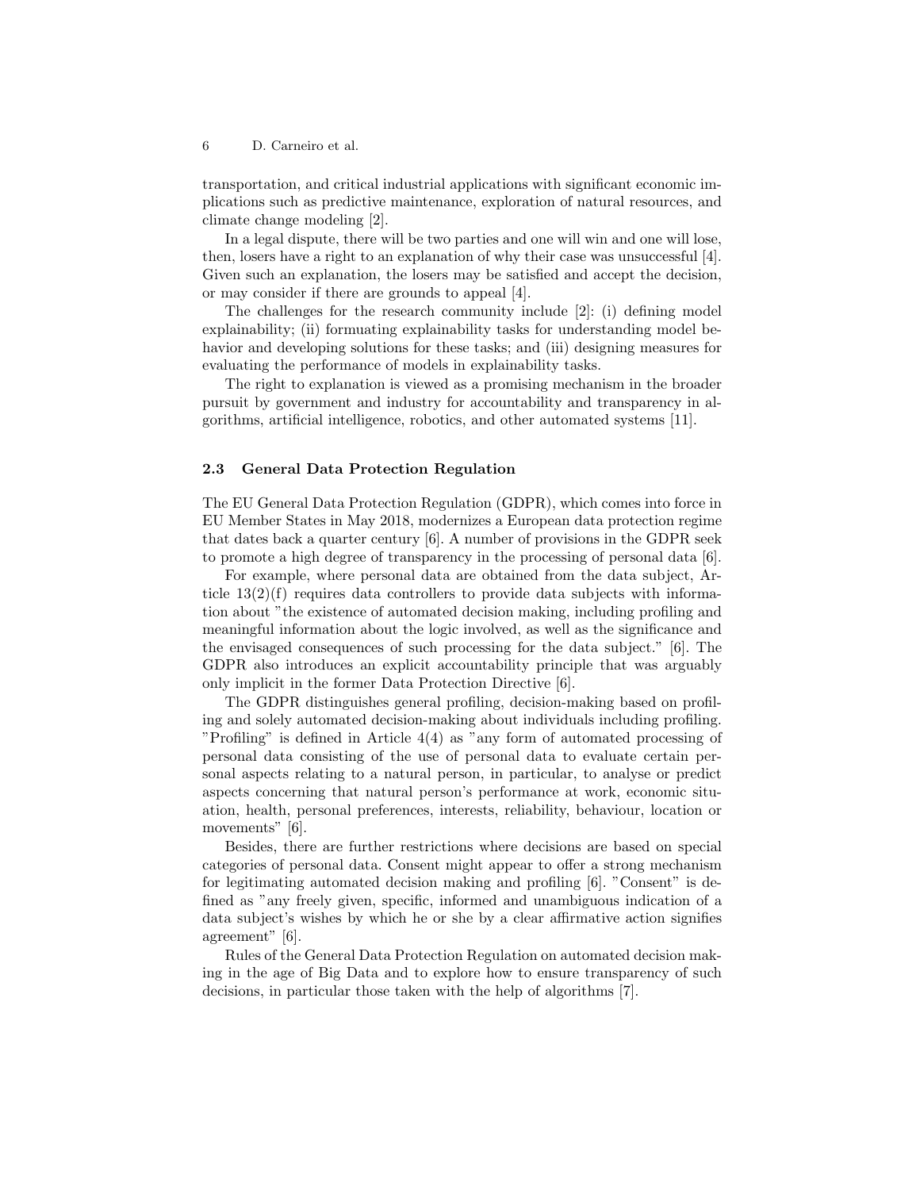transportation, and critical industrial applications with significant economic implications such as predictive maintenance, exploration of natural resources, and climate change modeling [2].

In a legal dispute, there will be two parties and one will win and one will lose, then, losers have a right to an explanation of why their case was unsuccessful [4]. Given such an explanation, the losers may be satisfied and accept the decision, or may consider if there are grounds to appeal [4].

The challenges for the research community include [2]: (i) defining model explainability; (ii) formuating explainability tasks for understanding model behavior and developing solutions for these tasks; and (iii) designing measures for evaluating the performance of models in explainability tasks.

The right to explanation is viewed as a promising mechanism in the broader pursuit by government and industry for accountability and transparency in algorithms, artificial intelligence, robotics, and other automated systems [11].

### 2.3 General Data Protection Regulation

The EU General Data Protection Regulation (GDPR), which comes into force in EU Member States in May 2018, modernizes a European data protection regime that dates back a quarter century [6]. A number of provisions in the GDPR seek to promote a high degree of transparency in the processing of personal data [6].

For example, where personal data are obtained from the data subject, Article 13(2)(f) requires data controllers to provide data subjects with information about "the existence of automated decision making, including profiling and meaningful information about the logic involved, as well as the significance and the envisaged consequences of such processing for the data subject." [6]. The GDPR also introduces an explicit accountability principle that was arguably only implicit in the former Data Protection Directive [6].

The GDPR distinguishes general profiling, decision-making based on profiling and solely automated decision-making about individuals including profiling. "Profiling" is defined in Article 4(4) as "any form of automated processing of personal data consisting of the use of personal data to evaluate certain personal aspects relating to a natural person, in particular, to analyse or predict aspects concerning that natural person's performance at work, economic situation, health, personal preferences, interests, reliability, behaviour, location or movements" [6].

Besides, there are further restrictions where decisions are based on special categories of personal data. Consent might appear to offer a strong mechanism for legitimating automated decision making and profiling [6]. "Consent" is defined as "any freely given, specific, informed and unambiguous indication of a data subject's wishes by which he or she by a clear affirmative action signifies agreement" [6].

Rules of the General Data Protection Regulation on automated decision making in the age of Big Data and to explore how to ensure transparency of such decisions, in particular those taken with the help of algorithms [7].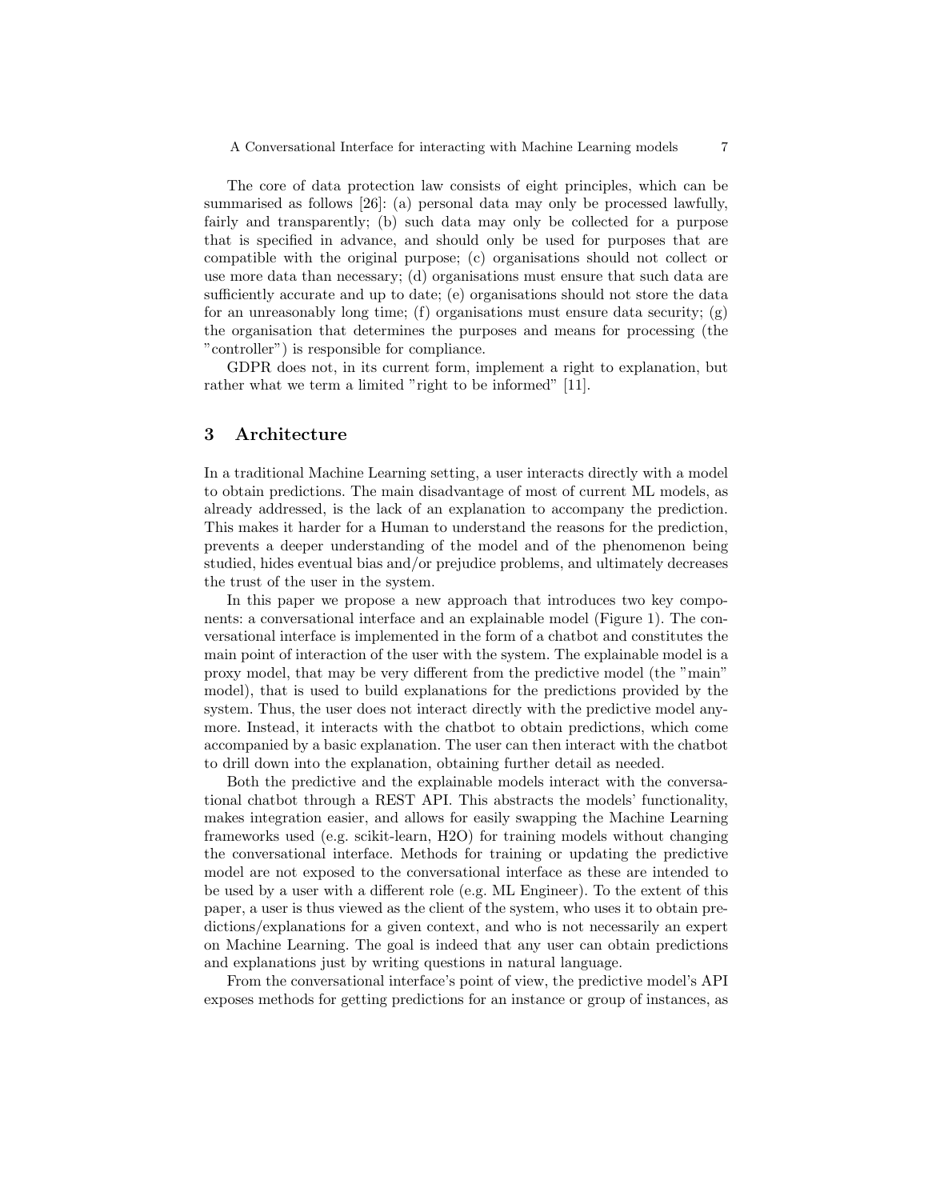The core of data protection law consists of eight principles, which can be summarised as follows [26]: (a) personal data may only be processed lawfully, fairly and transparently; (b) such data may only be collected for a purpose that is specified in advance, and should only be used for purposes that are compatible with the original purpose; (c) organisations should not collect or use more data than necessary; (d) organisations must ensure that such data are sufficiently accurate and up to date; (e) organisations should not store the data for an unreasonably long time; (f) organisations must ensure data security; (g) the organisation that determines the purposes and means for processing (the "controller") is responsible for compliance.

GDPR does not, in its current form, implement a right to explanation, but rather what we term a limited "right to be informed" [11].

## 3 Architecture

In a traditional Machine Learning setting, a user interacts directly with a model to obtain predictions. The main disadvantage of most of current ML models, as already addressed, is the lack of an explanation to accompany the prediction. This makes it harder for a Human to understand the reasons for the prediction, prevents a deeper understanding of the model and of the phenomenon being studied, hides eventual bias and/or prejudice problems, and ultimately decreases the trust of the user in the system.

In this paper we propose a new approach that introduces two key components: a conversational interface and an explainable model (Figure 1). The conversational interface is implemented in the form of a chatbot and constitutes the main point of interaction of the user with the system. The explainable model is a proxy model, that may be very different from the predictive model (the "main" model), that is used to build explanations for the predictions provided by the system. Thus, the user does not interact directly with the predictive model anymore. Instead, it interacts with the chatbot to obtain predictions, which come accompanied by a basic explanation. The user can then interact with the chatbot to drill down into the explanation, obtaining further detail as needed.

Both the predictive and the explainable models interact with the conversational chatbot through a REST API. This abstracts the models' functionality, makes integration easier, and allows for easily swapping the Machine Learning frameworks used (e.g. scikit-learn, H2O) for training models without changing the conversational interface. Methods for training or updating the predictive model are not exposed to the conversational interface as these are intended to be used by a user with a different role (e.g. ML Engineer). To the extent of this paper, a user is thus viewed as the client of the system, who uses it to obtain predictions/explanations for a given context, and who is not necessarily an expert on Machine Learning. The goal is indeed that any user can obtain predictions and explanations just by writing questions in natural language.

From the conversational interface's point of view, the predictive model's API exposes methods for getting predictions for an instance or group of instances, as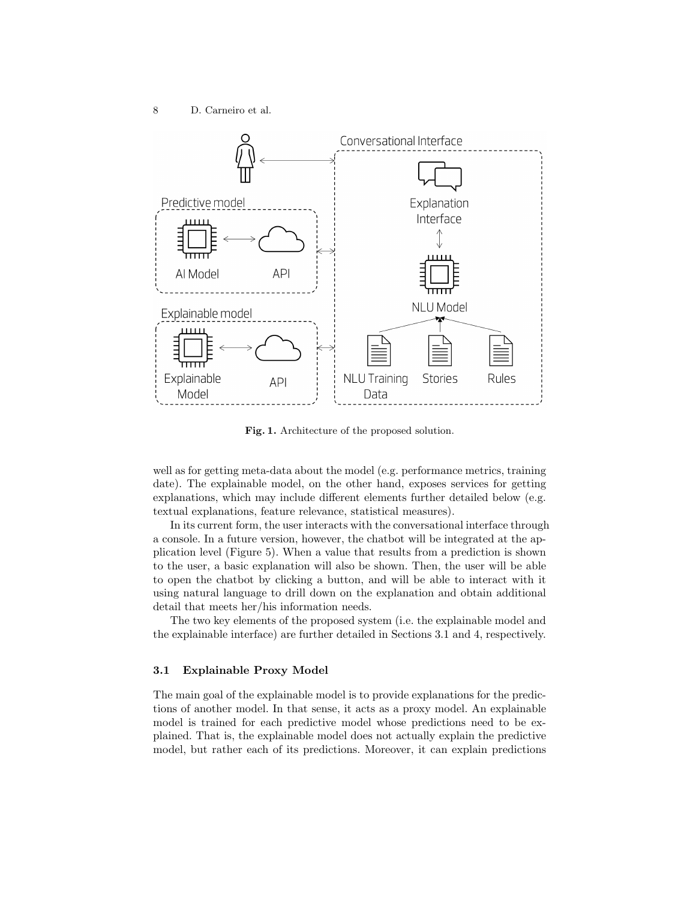Fig. 1. Architecture of the proposed solution.

well as for getting meta-data about the model (e.g. performance metrics, training date). The explainable model, on the other hand, exposes services for getting explanations, which may include different elements further detailed below (e.g. textual explanations, feature relevance, statistical measures).

In its current form, the user interacts with the conversational interface through a console. In a future version, however, the chatbot will be integrated at the application level (Figure 5). When a value that results from a prediction is shown to the user, a basic explanation will also be shown. Then, the user will be able to open the chatbot by clicking a button, and will be able to interact with it using natural language to drill down on the explanation and obtain additional detail that meets her/his information needs.

The two key elements of the proposed system (i.e. the explainable model and the explainable interface) are further detailed in Sections 3.1 and 4, respectively.

### 3.1 Explainable Proxy Model

The main goal of the explainable model is to provide explanations for the predictions of another model. In that sense, it acts as a proxy model. An explainable model is trained for each predictive model whose predictions need to be explained. That is, the explainable model does not actually explain the predictive model, but rather each of its predictions. Moreover, it can explain predictions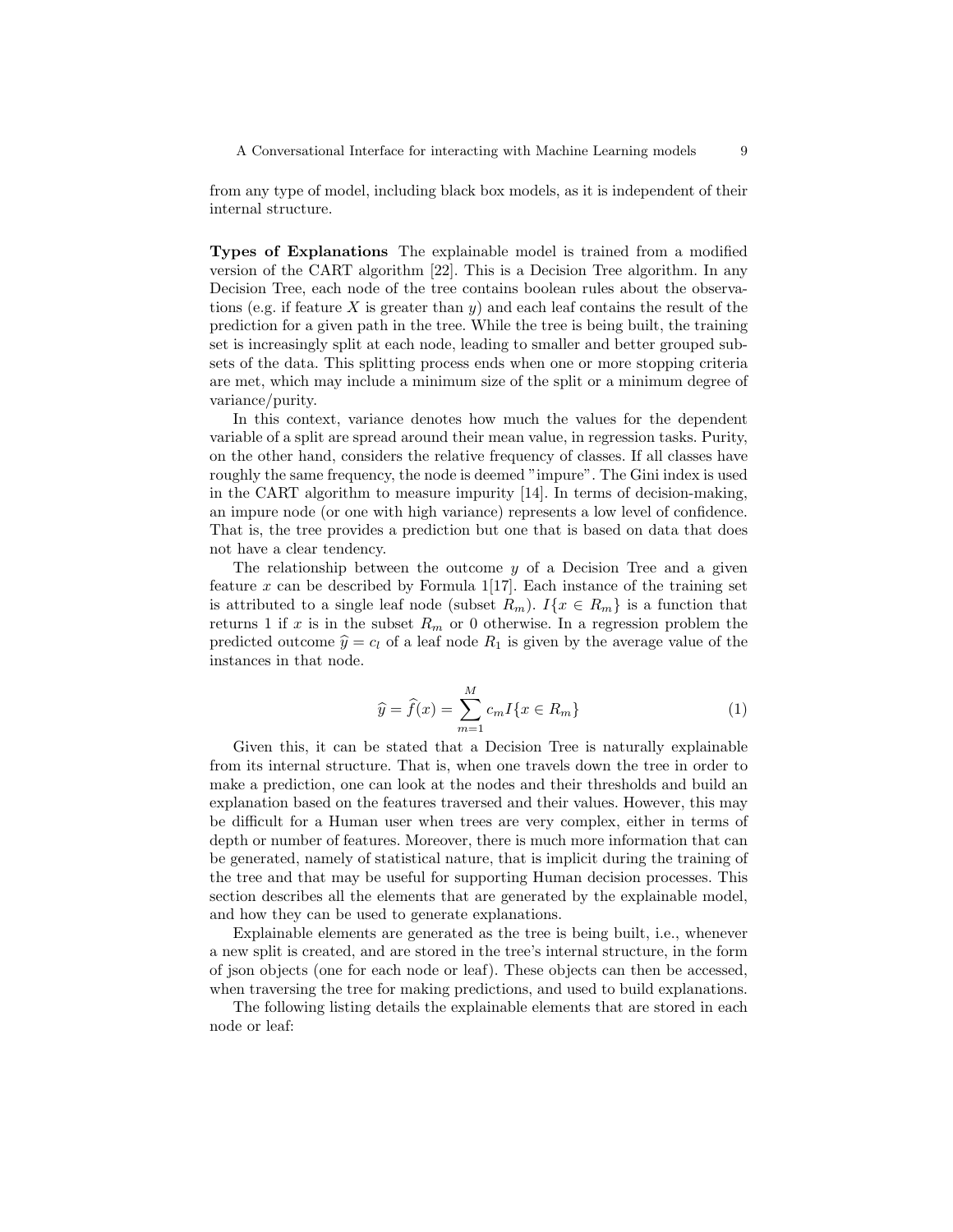from any type of model, including black box models, as it is independent of their internal structure.

**Types of Explanations** The explainable model is trained from a modified version of the CART algorithm [22]. This is a Decision Tree algorithm. In any Decision Tree, each node of the tree contains boolean rules about the observations (e.g. if feature $X$ is greater than $y$) and each leaf contains the result of the prediction for a given path in the tree. While the tree is being built, the training set is increasingly split at each node, leading to smaller and better grouped subsets of the data. This splitting process ends when one or more stopping criteria are met, which may include a minimum size of the split or a minimum degree of variance/purity.

In this context, variance denotes how much the values for the dependent variable of a split are spread around their mean value, in regression tasks. Purity, on the other hand, considers the relative frequency of classes. If all classes have roughly the same frequency, the node is deemed "impure". The Gini index is used in the CART algorithm to measure impurity [14]. In terms of decision-making, an impure node (or one with high variance) represents a low level of confidence. That is, the tree provides a prediction but one that is based on data that does not have a clear tendency.

The relationship between the outcome $y$ of a Decision Tree and a given feature $x$ can be described by Formula 1[17]. Each instance of the training set is attributed to a single leaf node (subset $R_m$). $I\{x \in R_m\}$ is a function that returns 1 if $x$ is in the subset $R_m$ or 0 otherwise. In a regression problem the predicted outcome $\widehat{y} = c_l$ of a leaf node $R_1$ is given by the average value of the instances in that node.

$$\widehat{y} = \widehat{f}(x) = \sum_{m=1}^{M} c_m I\{x \in R_m\} \tag{1}$$

Given this, it can be stated that a Decision Tree is naturally explainable from its internal structure. That is, when one travels down the tree in order to make a prediction, one can look at the nodes and their thresholds and build an explanation based on the features traversed and their values. However, this may be difficult for a Human user when trees are very complex, either in terms of depth or number of features. Moreover, there is much more information that can be generated, namely of statistical nature, that is implicit during the training of the tree and that may be useful for supporting Human decision processes. This section describes all the elements that are generated by the explainable model, and how they can be used to generate explanations.

Explainable elements are generated as the tree is being built, i.e., whenever a new split is created, and are stored in the tree's internal structure, in the form of json objects (one for each node or leaf). These objects can then be accessed, when traversing the tree for making predictions, and used to build explanations.

The following listing details the explainable elements that are stored in each node or leaf: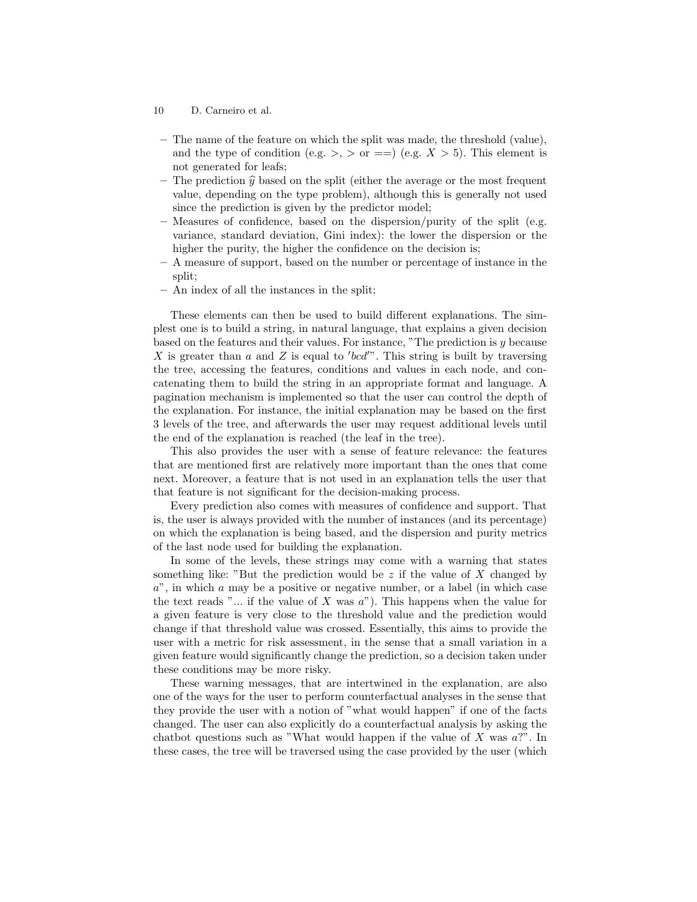- The name of the feature on which the split was made, the threshold (value), and the type of condition (e.g. $>$, $>$ or $==$) (e.g. $X > 5$). This element is not generated for leafs;
- The prediction $\hat{y}$ based on the split (either the average or the most frequent value, depending on the type problem), although this is generally not used since the prediction is given by the predictor model;
- Measures of confidence, based on the dispersion/purity of the split (e.g. variance, standard deviation, Gini index): the lower the dispersion or the higher the purity, the higher the confidence on the decision is;
- A measure of support, based on the number or percentage of instance in the split;
- An index of all the instances in the split;

These elements can then be used to build different explanations. The simplest one is to build a string, in natural language, that explains a given decision based on the features and their values. For instance, "The prediction is $y$ because $X$ is greater than $a$ and $Z$ is equal to $'bcd'$". This string is built by traversing the tree, accessing the features, conditions and values in each node, and concatenating them to build the string in an appropriate format and language. A pagination mechanism is implemented so that the user can control the depth of the explanation. For instance, the initial explanation may be based on the first 3 levels of the tree, and afterwards the user may request additional levels until the end of the explanation is reached (the leaf in the tree).

This also provides the user with a sense of feature relevance: the features that are mentioned first are relatively more important than the ones that come next. Moreover, a feature that is not used in an explanation tells the user that that feature is not significant for the decision-making process.

Every prediction also comes with measures of confidence and support. That is, the user is always provided with the number of instances (and its percentage) on which the explanation is being based, and the dispersion and purity metrics of the last node used for building the explanation.

In some of the levels, these strings may come with a warning that states something like: "But the prediction would be $z$ if the value of $X$ changed by $a$", in which $a$ may be a positive or negative number, or a label (in which case the text reads "... if the value of $X$ was $a$"). This happens when the value for a given feature is very close to the threshold value and the prediction would change if that threshold value was crossed. Essentially, this aims to provide the user with a metric for risk assessment, in the sense that a small variation in a given feature would significantly change the prediction, so a decision taken under these conditions may be more risky.

These warning messages, that are intertwined in the explanation, are also one of the ways for the user to perform counterfactual analyses in the sense that they provide the user with a notion of "what would happen" if one of the facts changed. The user can also explicitly do a counterfactual analysis by asking the chatbot questions such as "What would happen if the value of $X$ was $a$?". In these cases, the tree will be traversed using the case provided by the user (which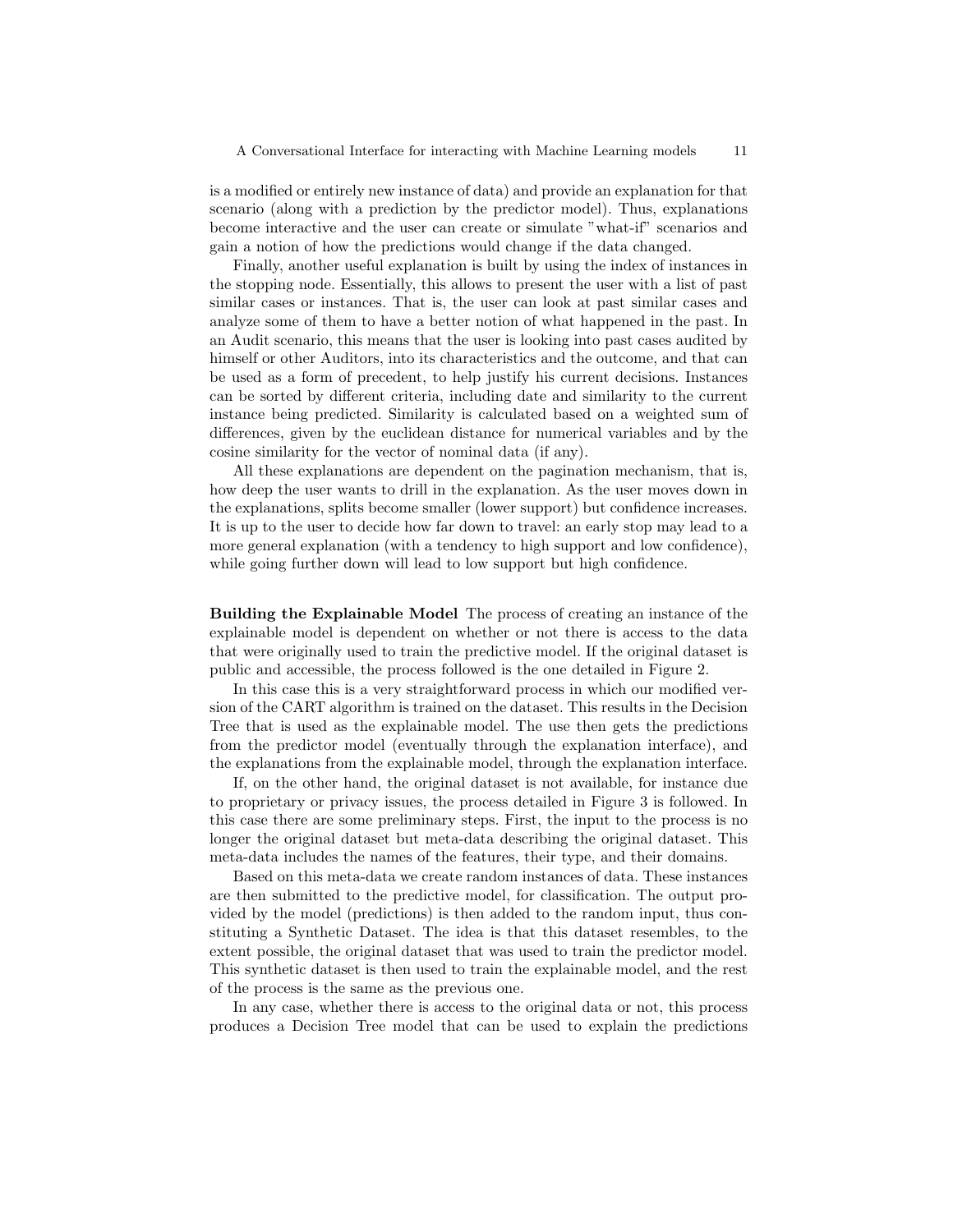is a modified or entirely new instance of data) and provide an explanation for that scenario (along with a prediction by the predictor model). Thus, explanations become interactive and the user can create or simulate "what-if" scenarios and gain a notion of how the predictions would change if the data changed.

Finally, another useful explanation is built by using the index of instances in the stopping node. Essentially, this allows to present the user with a list of past similar cases or instances. That is, the user can look at past similar cases and analyze some of them to have a better notion of what happened in the past. In an Audit scenario, this means that the user is looking into past cases audited by himself or other Auditors, into its characteristics and the outcome, and that can be used as a form of precedent, to help justify his current decisions. Instances can be sorted by different criteria, including date and similarity to the current instance being predicted. Similarity is calculated based on a weighted sum of differences, given by the euclidean distance for numerical variables and by the cosine similarity for the vector of nominal data (if any).

All these explanations are dependent on the pagination mechanism, that is, how deep the user wants to drill in the explanation. As the user moves down in the explanations, splits become smaller (lower support) but confidence increases. It is up to the user to decide how far down to travel: an early stop may lead to a more general explanation (with a tendency to high support and low confidence), while going further down will lead to low support but high confidence.

**Building the Explainable Model** The process of creating an instance of the explainable model is dependent on whether or not there is access to the data that were originally used to train the predictive model. If the original dataset is public and accessible, the process followed is the one detailed in Figure 2.

In this case this is a very straightforward process in which our modified version of the CART algorithm is trained on the dataset. This results in the Decision Tree that is used as the explainable model. The use then gets the predictions from the predictor model (eventually through the explanation interface), and the explanations from the explainable model, through the explanation interface.

If, on the other hand, the original dataset is not available, for instance due to proprietary or privacy issues, the process detailed in Figure 3 is followed. In this case there are some preliminary steps. First, the input to the process is no longer the original dataset but meta-data describing the original dataset. This meta-data includes the names of the features, their type, and their domains.

Based on this meta-data we create random instances of data. These instances are then submitted to the predictive model, for classification. The output provided by the model (predictions) is then added to the random input, thus constituting a Synthetic Dataset. The idea is that this dataset resembles, to the extent possible, the original dataset that was used to train the predictor model. This synthetic dataset is then used to train the explainable model, and the rest of the process is the same as the previous one.

In any case, whether there is access to the original data or not, this process produces a Decision Tree model that can be used to explain the predictions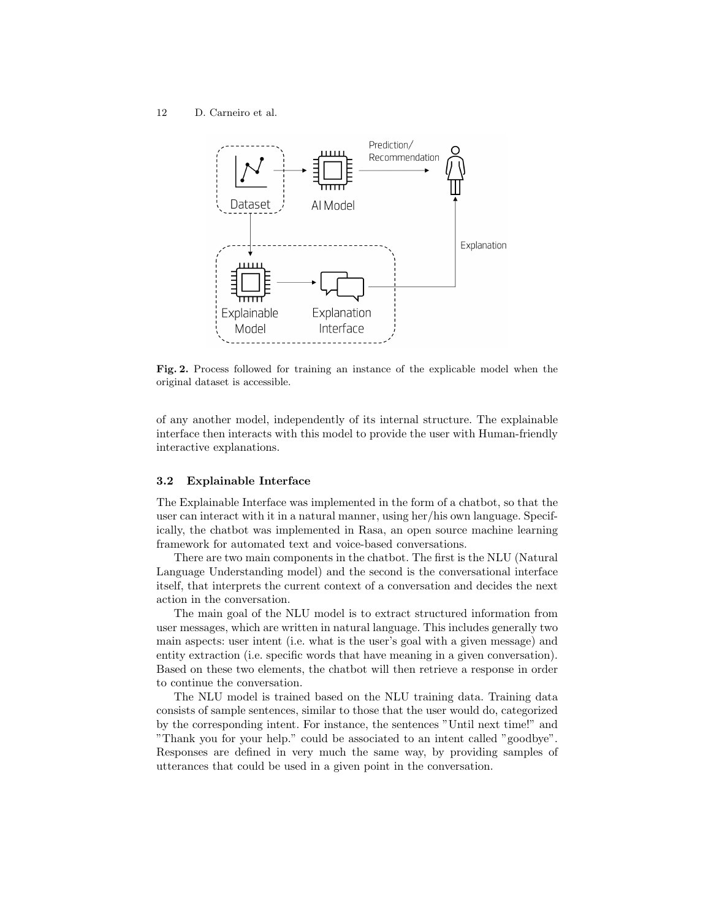Fig. 2. Process followed for training an instance of the explicable model when the original dataset is accessible.

of any another model, independently of its internal structure. The explainable interface then interacts with this model to provide the user with Human-friendly interactive explanations.

### 3.2 Explainable Interface

The Explainable Interface was implemented in the form of a chatbot, so that the user can interact with it in a natural manner, using her/his own language. Specifically, the chatbot was implemented in Rasa, an open source machine learning framework for automated text and voice-based conversations.

There are two main components in the chatbot. The first is the NLU (Natural Language Understanding model) and the second is the conversational interface itself, that interprets the current context of a conversation and decides the next action in the conversation.

The main goal of the NLU model is to extract structured information from user messages, which are written in natural language. This includes generally two main aspects: user intent (i.e. what is the user's goal with a given message) and entity extraction (i.e. specific words that have meaning in a given conversation). Based on these two elements, the chatbot will then retrieve a response in order to continue the conversation.

The NLU model is trained based on the NLU training data. Training data consists of sample sentences, similar to those that the user would do, categorized by the corresponding intent. For instance, the sentences "Until next time!" and "Thank you for your help." could be associated to an intent called "goodbye". Responses are defined in very much the same way, by providing samples of utterances that could be used in a given point in the conversation.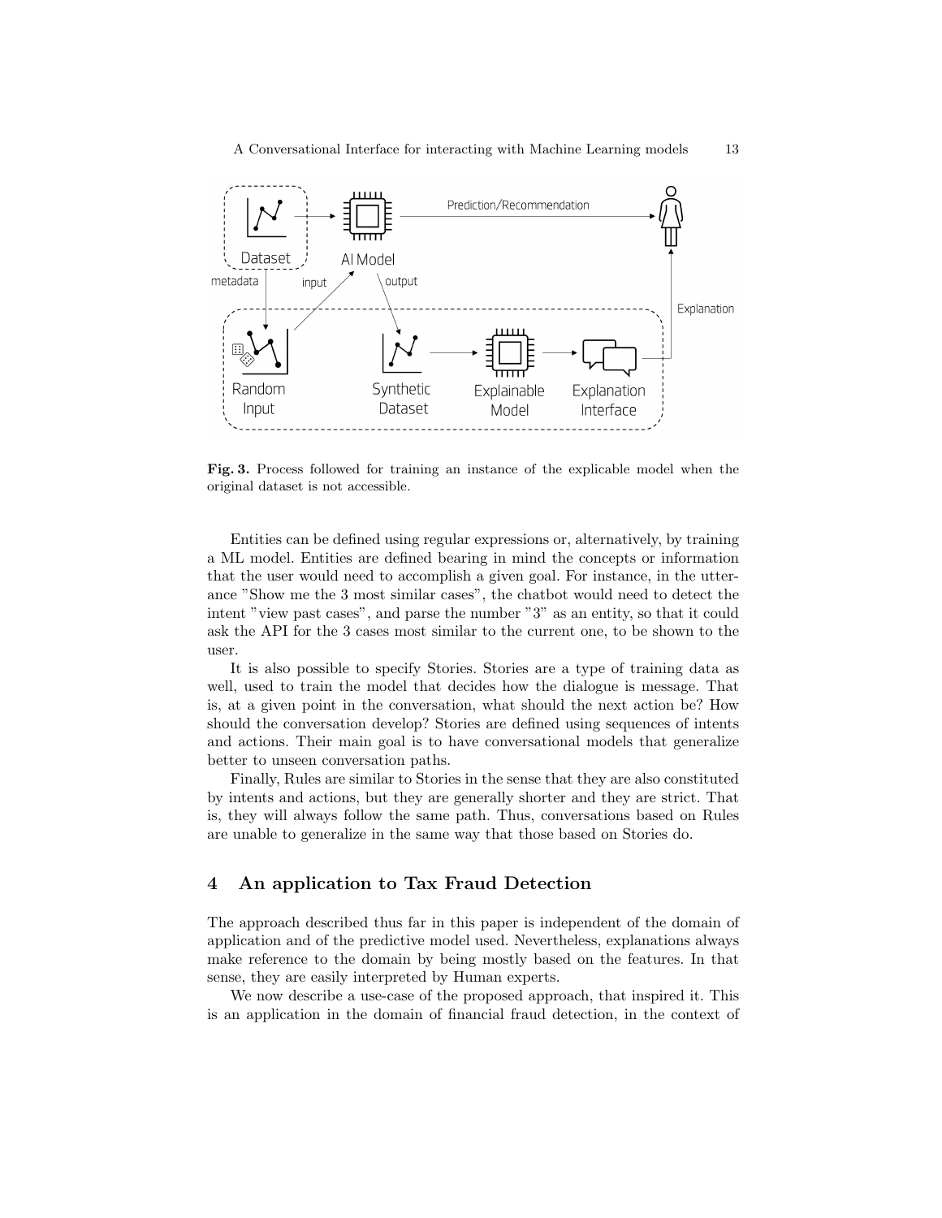**Fig. 3.** Process followed for training an instance of the explicable model when the original dataset is not accessible.

Entities can be defined using regular expressions or, alternatively, by training a ML model. Entities are defined bearing in mind the concepts or information that the user would need to accomplish a given goal. For instance, in the utterance "Show me the 3 most similar cases", the chatbot would need to detect the intent "view past cases", and parse the number "3" as an entity, so that it could ask the API for the 3 cases most similar to the current one, to be shown to the user.

It is also possible to specify Stories. Stories are a type of training data as well, used to train the model that decides how the dialogue is message. That is, at a given point in the conversation, what should the next action be? How should the conversation develop? Stories are defined using sequences of intents and actions. Their main goal is to have conversational models that generalize better to unseen conversation paths.

Finally, Rules are similar to Stories in the sense that they are also constituted by intents and actions, but they are generally shorter and they are strict. That is, they will always follow the same path. Thus, conversations based on Rules are unable to generalize in the same way that those based on Stories do.

## 4 An application to Tax Fraud Detection

The approach described thus far in this paper is independent of the domain of application and of the predictive model used. Nevertheless, explanations always make reference to the domain by being mostly based on the features. In that sense, they are easily interpreted by Human experts.

We now describe a use-case of the proposed approach, that inspired it. This is an application in the domain of financial fraud detection, in the context of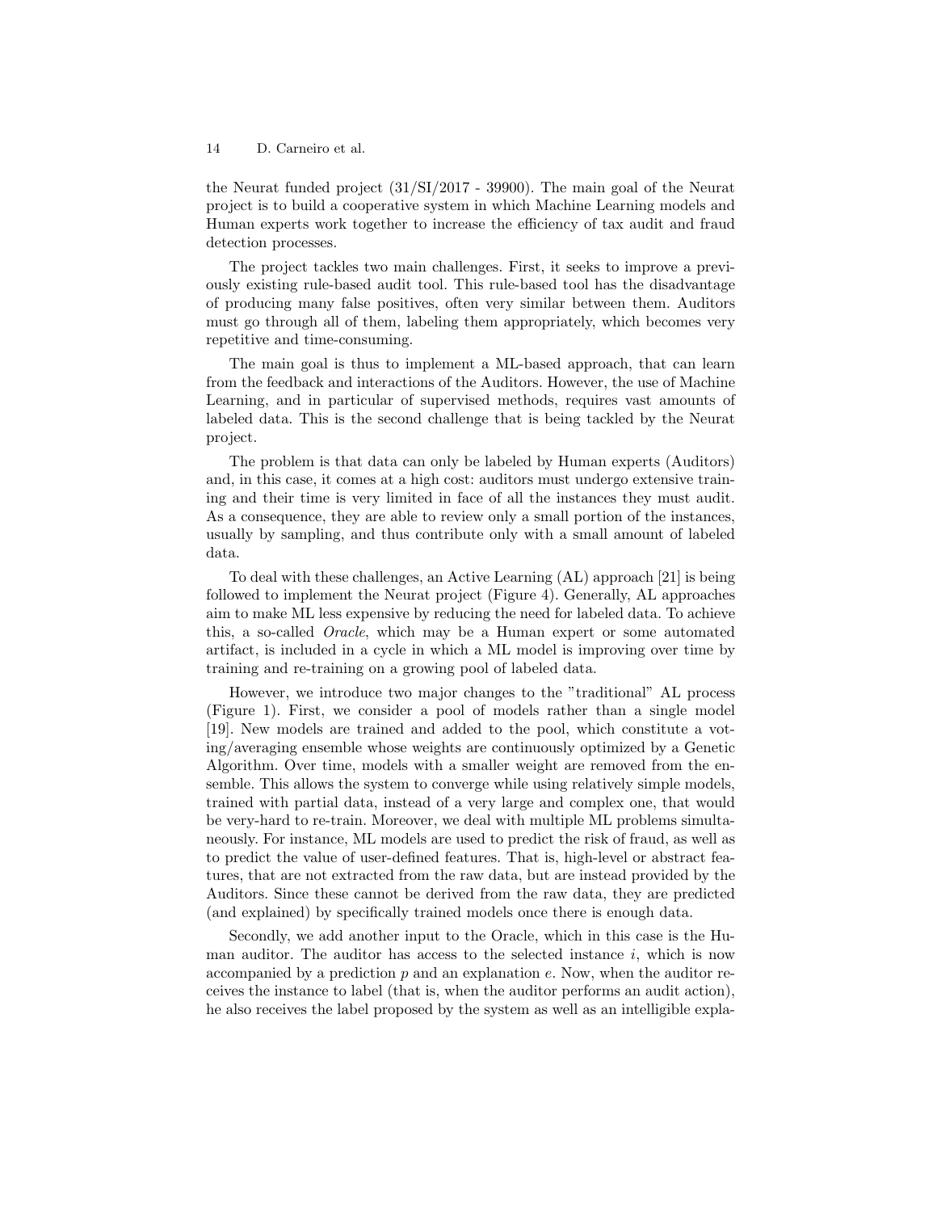the Neurat funded project (31/SI/2017 - 39900). The main goal of the Neurat project is to build a cooperative system in which Machine Learning models and Human experts work together to increase the efficiency of tax audit and fraud detection processes.

The project tackles two main challenges. First, it seeks to improve a previously existing rule-based audit tool. This rule-based tool has the disadvantage of producing many false positives, often very similar between them. Auditors must go through all of them, labeling them appropriately, which becomes very repetitive and time-consuming.

The main goal is thus to implement a ML-based approach, that can learn from the feedback and interactions of the Auditors. However, the use of Machine Learning, and in particular of supervised methods, requires vast amounts of labeled data. This is the second challenge that is being tackled by the Neurat project.

The problem is that data can only be labeled by Human experts (Auditors) and, in this case, it comes at a high cost: auditors must undergo extensive training and their time is very limited in face of all the instances they must audit. As a consequence, they are able to review only a small portion of the instances, usually by sampling, and thus contribute only with a small amount of labeled data.

To deal with these challenges, an Active Learning (AL) approach [21] is being followed to implement the Neurat project (Figure 4). Generally, AL approaches aim to make ML less expensive by reducing the need for labeled data. To achieve this, a so-called *Oracle*, which may be a Human expert or some automated artifact, is included in a cycle in which a ML model is improving over time by training and re-training on a growing pool of labeled data.

However, we introduce two major changes to the "traditional" AL process (Figure 1). First, we consider a pool of models rather than a single model [19]. New models are trained and added to the pool, which constitute a voting/averaging ensemble whose weights are continuously optimized by a Genetic Algorithm. Over time, models with a smaller weight are removed from the ensemble. This allows the system to converge while using relatively simple models, trained with partial data, instead of a very large and complex one, that would be very-hard to re-train. Moreover, we deal with multiple ML problems simultaneously. For instance, ML models are used to predict the risk of fraud, as well as to predict the value of user-defined features. That is, high-level or abstract features, that are not extracted from the raw data, but are instead provided by the Auditors. Since these cannot be derived from the raw data, they are predicted (and explained) by specifically trained models once there is enough data.

Secondly, we add another input to the Oracle, which in this case is the Human auditor. The auditor has access to the selected instance $i$, which is now accompanied by a prediction $p$ and an explanation $e$. Now, when the auditor receives the instance to label (that is, when the auditor performs an audit action), he also receives the label proposed by the system as well as an intelligible expla-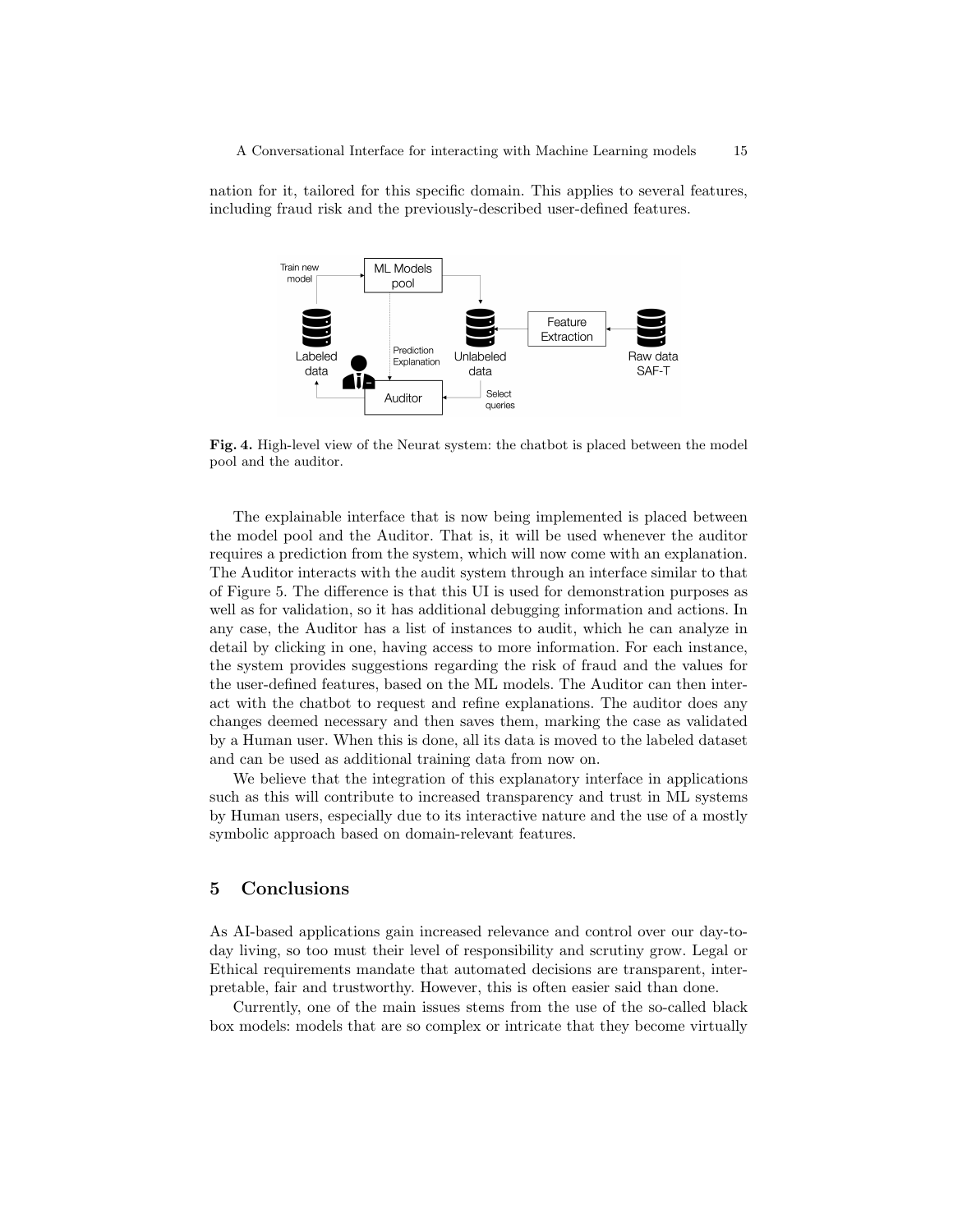nation for it, tailored for this specific domain. This applies to several features, including fraud risk and the previously-described user-defined features.

**Fig. 4.** High-level view of the Neurat system: the chatbot is placed between the model pool and the auditor.

The explainable interface that is now being implemented is placed between the model pool and the Auditor. That is, it will be used whenever the auditor requires a prediction from the system, which will now come with an explanation. The Auditor interacts with the audit system through an interface similar to that of Figure 5. The difference is that this UI is used for demonstration purposes as well as for validation, so it has additional debugging information and actions. In any case, the Auditor has a list of instances to audit, which he can analyze in detail by clicking in one, having access to more information. For each instance, the system provides suggestions regarding the risk of fraud and the values for the user-defined features, based on the ML models. The Auditor can then interact with the chatbot to request and refine explanations. The auditor does any changes deemed necessary and then saves them, marking the case as validated by a Human user. When this is done, all its data is moved to the labeled dataset and can be used as additional training data from now on.

We believe that the integration of this explanatory interface in applications such as this will contribute to increased transparency and trust in ML systems by Human users, especially due to its interactive nature and the use of a mostly symbolic approach based on domain-relevant features.

## 5 Conclusions

As AI-based applications gain increased relevance and control over our day-to-day living, so too must their level of responsibility and scrutiny grow. Legal or Ethical requirements mandate that automated decisions are transparent, interpretable, fair and trustworthy. However, this is often easier said than done.

Currently, one of the main issues stems from the use of the so-called black box models: models that are so complex or intricate that they become virtually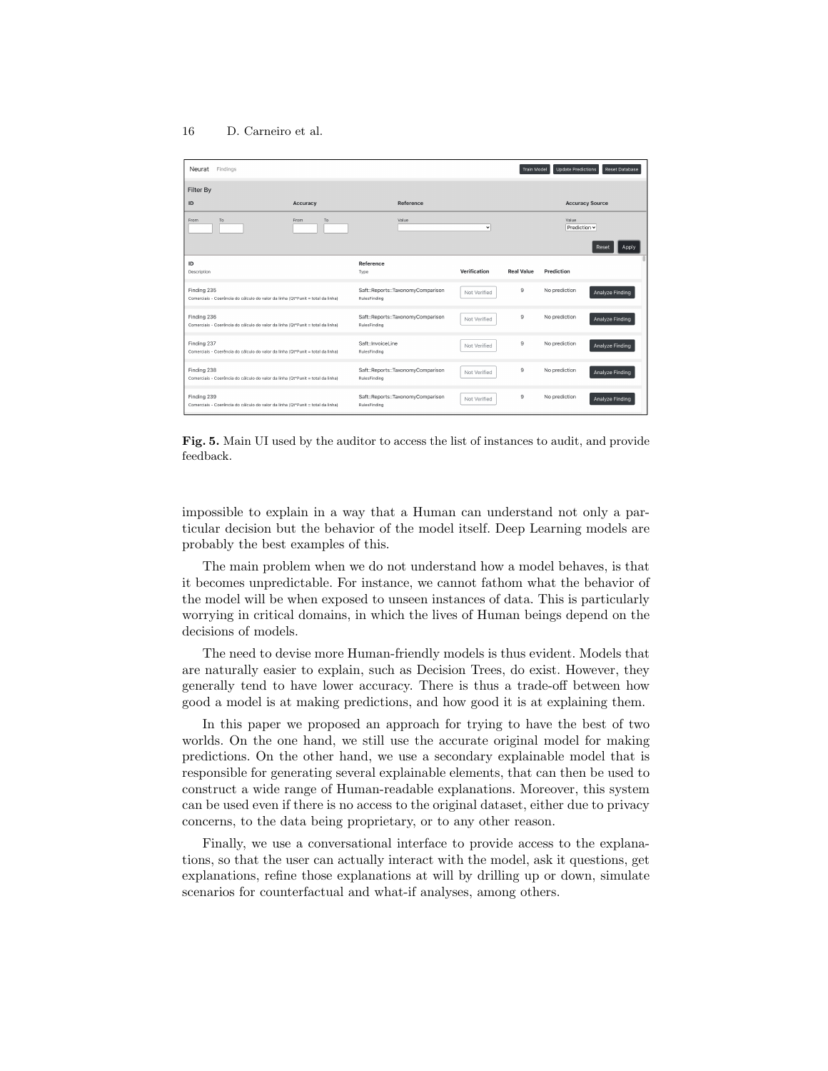Fig. 5. Main UI used by the auditor to access the list of instances to audit, and provide feedback.

impossible to explain in a way that a Human can understand not only a particular decision but the behavior of the model itself. Deep Learning models are probably the best examples of this.

The main problem when we do not understand how a model behaves, is that it becomes unpredictable. For instance, we cannot fathom what the behavior of the model will be when exposed to unseen instances of data. This is particularly worrying in critical domains, in which the lives of Human beings depend on the decisions of models.

The need to devise more Human-friendly models is thus evident. Models that are naturally easier to explain, such as Decision Trees, do exist. However, they generally tend to have lower accuracy. There is thus a trade-off between how good a model is at making predictions, and how good it is at explaining them.

In this paper we proposed an approach for trying to have the best of two worlds. On the one hand, we still use the accurate original model for making predictions. On the other hand, we use a secondary explainable model that is responsible for generating several explainable elements, that can then be used to construct a wide range of Human-readable explanations. Moreover, this system can be used even if there is no access to the original dataset, either due to privacy concerns, to the data being proprietary, or to any other reason.

Finally, we use a conversational interface to provide access to the explanations, so that the user can actually interact with the model, ask it questions, get explanations, refine those explanations at will by drilling up or down, simulate scenarios for counterfactual and what-if analyses, among others.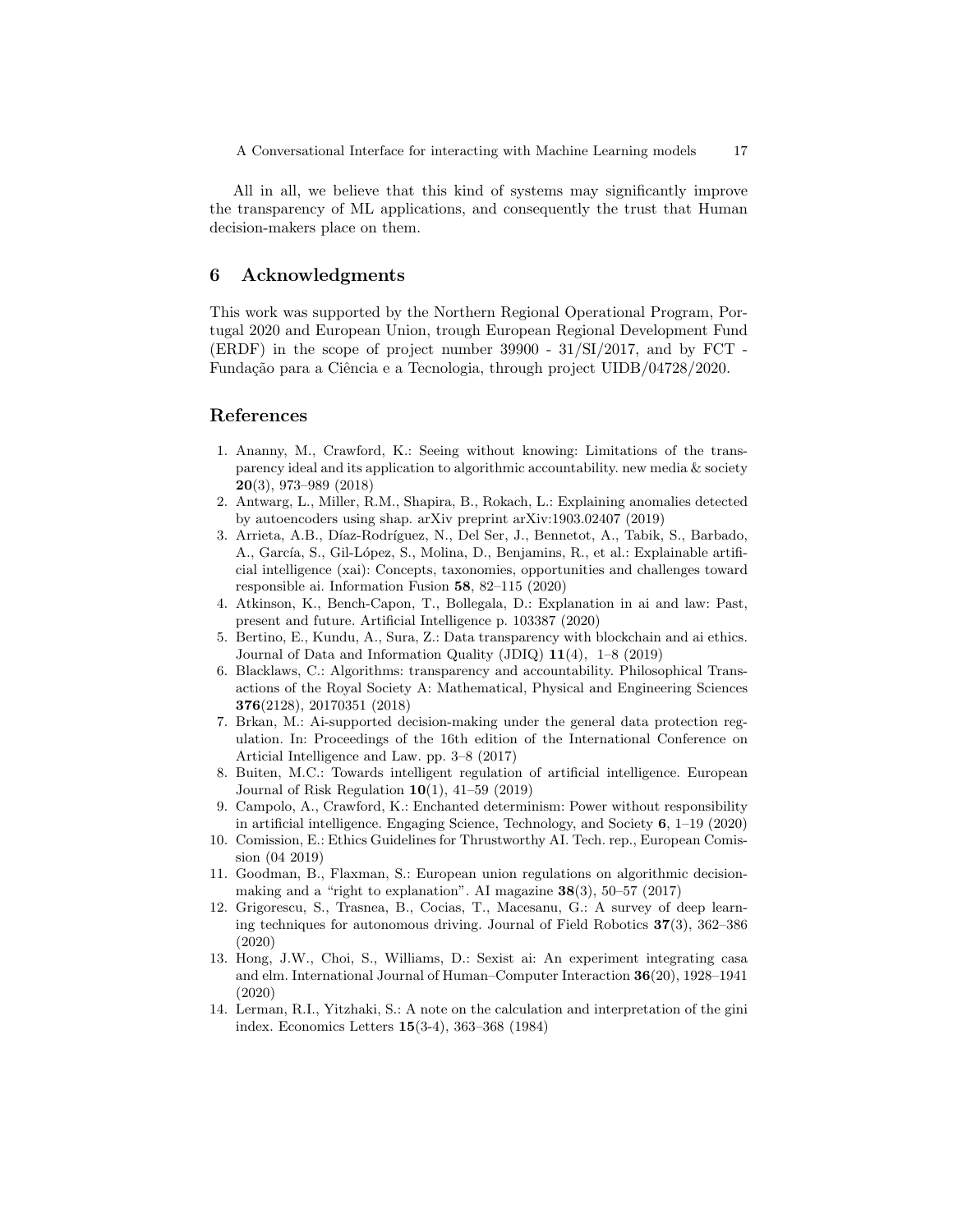All in all, we believe that this kind of systems may significantly improve the transparency of ML applications, and consequently the trust that Human decision-makers place on them.

## 6 Acknowledgments

This work was supported by the Northern Regional Operational Program, Portugal 2020 and European Union, trough European Regional Development Fund (ERDF) in the scope of project number 39900 - 31/SI/2017, and by FCT - Fundação para a Ciência e a Tecnologia, through project UIDB/04728/2020.

## References

1. Ananny, M., Crawford, K.: Seeing without knowing: Limitations of the transparency ideal and its application to algorithmic accountability. new media & society **20**(3), 973–989 (2018)
2. Antwarg, L., Miller, R.M., Shapira, B., Rokach, L.: Explaining anomalies detected by autoencoders using shap. arXiv preprint arXiv:1903.02407 (2019)
3. Arrieta, A.B., Díaz-Rodríguez, N., Del Ser, J., Bennetot, A., Tabik, S., Barbado, A., García, S., Gil-López, S., Molina, D., Benjamins, R., et al.: Explainable artificial intelligence (xai): Concepts, taxonomies, opportunities and challenges toward responsible ai. Information Fusion **58**, 82–115 (2020)
4. Atkinson, K., Bench-Capon, T., Bollegala, D.: Explanation in ai and law: Past, present and future. Artificial Intelligence p. 103387 (2020)
5. Bertino, E., Kundu, A., Sura, Z.: Data transparency with blockchain and ai ethics. Journal of Data and Information Quality (JDIQ) **11**(4), 1–8 (2019)
6. Blacklaws, C.: Algorithms: transparency and accountability. Philosophical Transactions of the Royal Society A: Mathematical, Physical and Engineering Sciences **376**(2128), 20170351 (2018)
7. Brkan, M.: Ai-supported decision-making under the general data protection regulation. In: Proceedings of the 16th edition of the International Conference on Articial Intelligence and Law. pp. 3–8 (2017)
8. Buiten, M.C.: Towards intelligent regulation of artificial intelligence. European Journal of Risk Regulation **10**(1), 41–59 (2019)
9. Campolo, A., Crawford, K.: Enchanted determinism: Power without responsibility in artificial intelligence. Engaging Science, Technology, and Society **6**, 1–19 (2020)
10. Comission, E.: Ethics Guidelines for Thrustworthy AI. Tech. rep., European Comission (04 2019)
11. Goodman, B., Flaxman, S.: European union regulations on algorithmic decision-making and a "right to explanation". AI magazine **38**(3), 50–57 (2017)
12. Grigorescu, S., Trasnea, B., Cocias, T., Macesanu, G.: A survey of deep learning techniques for autonomous driving. Journal of Field Robotics **37**(3), 362–386 (2020)
13. Hong, J.W., Choi, S., Williams, D.: Sexist ai: An experiment integrating casa and elm. International Journal of Human–Computer Interaction **36**(20), 1928–1941 (2020)
14. Lerman, R.I., Yitzhaki, S.: A note on the calculation and interpretation of the gini index. Economics Letters **15**(3-4), 363–368 (1984)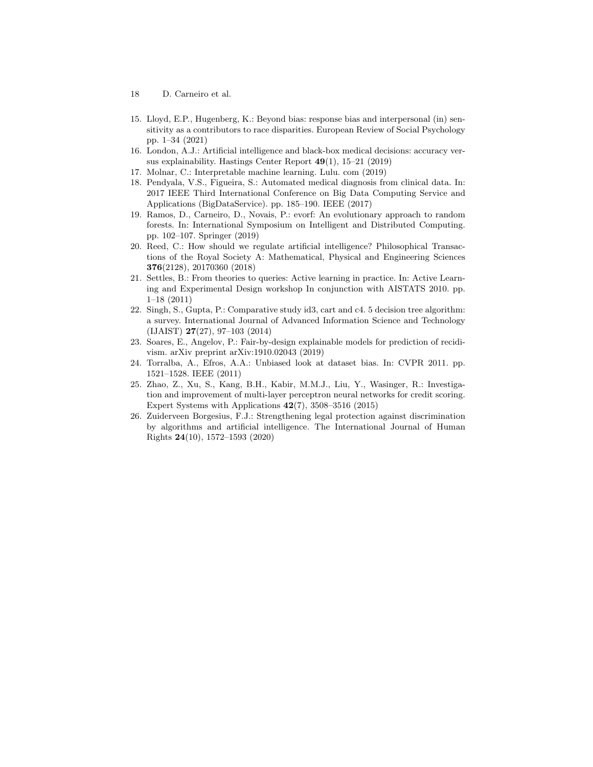15. Lloyd, E.P., Hugenberg, K.: Beyond bias: response bias and interpersonal (in) sensitivity as a contributors to race disparities. European Review of Social Psychology pp. 1–34 (2021)
16. London, A.J.: Artificial intelligence and black-box medical decisions: accuracy versus explainability. Hastings Center Report **49**(1), 15–21 (2019)
17. Molnar, C.: Interpretable machine learning. Lulu. com (2019)
18. Pendyala, V.S., Figueira, S.: Automated medical diagnosis from clinical data. In: 2017 IEEE Third International Conference on Big Data Computing Service and Applications (BigDataService). pp. 185–190. IEEE (2017)
19. Ramos, D., Carneiro, D., Novais, P.: evorf: An evolutionary approach to random forests. In: International Symposium on Intelligent and Distributed Computing. pp. 102–107. Springer (2019)
20. Reed, C.: How should we regulate artificial intelligence? Philosophical Transactions of the Royal Society A: Mathematical, Physical and Engineering Sciences **376**(2128), 20170360 (2018)
21. Settles, B.: From theories to queries: Active learning in practice. In: Active Learning and Experimental Design workshop In conjunction with AISTATS 2010. pp. 1–18 (2011)
22. Singh, S., Gupta, P.: Comparative study id3, cart and c4. 5 decision tree algorithm: a survey. International Journal of Advanced Information Science and Technology (IJAIST) **27**(27), 97–103 (2014)
23. Soares, E., Angelov, P.: Fair-by-design explainable models for prediction of recidivism. arXiv preprint arXiv:1910.02043 (2019)
24. Torralba, A., Efros, A.A.: Unbiased look at dataset bias. In: CVPR 2011. pp. 1521–1528. IEEE (2011)
25. Zhao, Z., Xu, S., Kang, B.H., Kabir, M.M.J., Liu, Y., Wasinger, R.: Investigation and improvement of multi-layer perceptron neural networks for credit scoring. Expert Systems with Applications **42**(7), 3508–3516 (2015)
26. Zuiderveen Borgesius, F.J.: Strengthening legal protection against discrimination by algorithms and artificial intelligence. The International Journal of Human Rights **24**(10), 1572–1593 (2020)